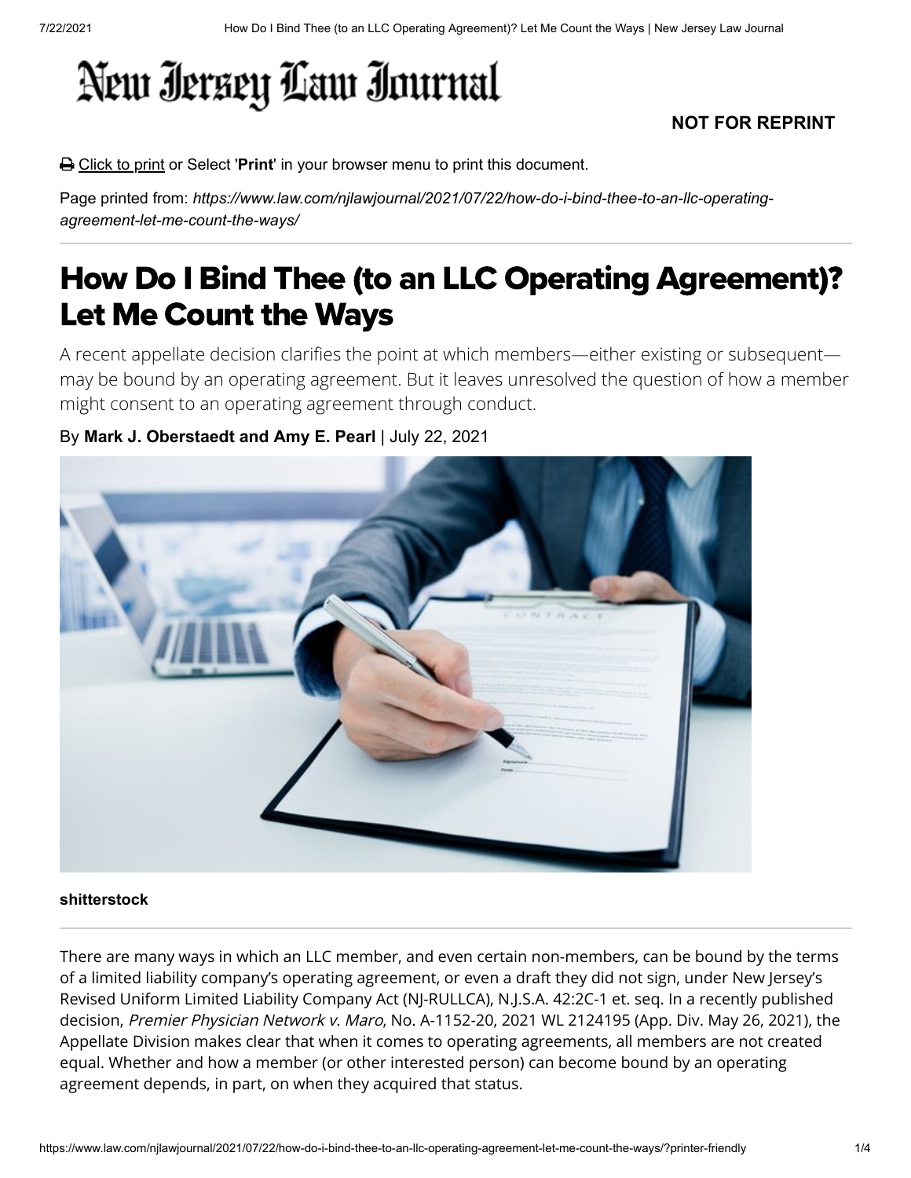# New Jersey Law Journal

**NOT FOR REPRINT**

Click to print or Select '**Print**' in your browser menu to print this document.

Page printed from: *https://www.law.com/njlawjournal/2021/07/22/how-do-i-bind-thee-to-an-llc-operating-agreement-let-me-count-the-ways/*

# How Do I Bind Thee (to an LLC Operating Agreement)? Let Me Count the Ways

A recent appellate decision clarifies the point at which members—either existing or subsequent—may be bound by an operating agreement. But it leaves unresolved the question of how a member might consent to an operating agreement through conduct.

By **Mark J. Oberstaedt and Amy E. Pearl** | July 22, 2021

**shitterstock**

There are many ways in which an LLC member, and even certain non-members, can be bound by the terms of a limited liability company's operating agreement, or even a draft they did not sign, under New Jersey's Revised Uniform Limited Liability Company Act (NJ-RULLCA), N.J.S.A. 42:2C-1 et. seq. In a recently published decision, *Premier Physician Network v. Maro*, No. A-1152-20, 2021 WL 2124195 (App. Div. May 26, 2021), the Appellate Division makes clear that when it comes to operating agreements, all members are not created equal. Whether and how a member (or other interested person) can become bound by an operating agreement depends, in part, on when they acquired that status.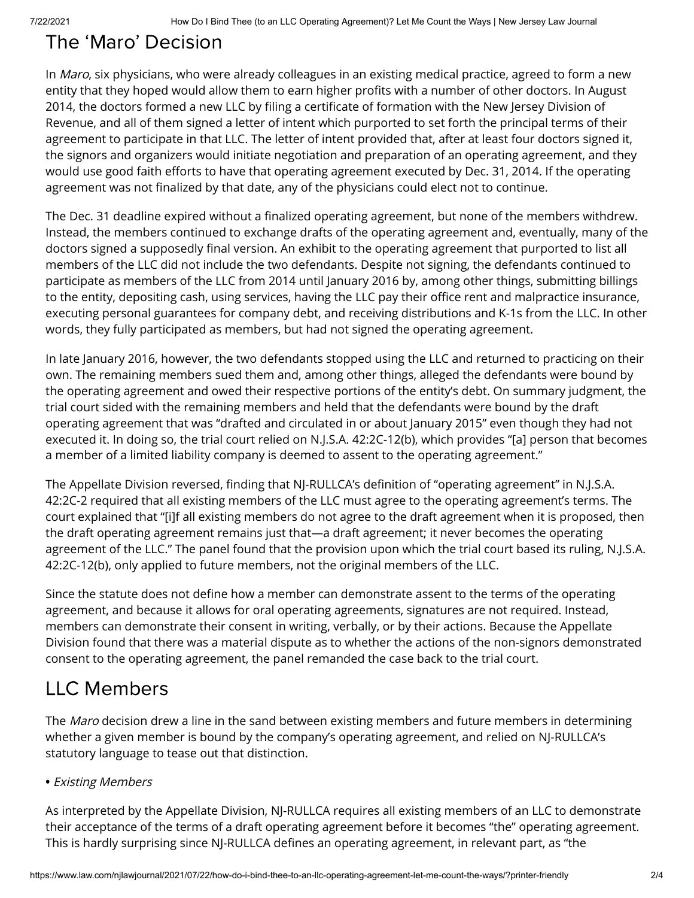## The 'Maro' Decision

In *Maro*, six physicians, who were already colleagues in an existing medical practice, agreed to form a new entity that they hoped would allow them to earn higher profits with a number of other doctors. In August 2014, the doctors formed a new LLC by filing a certificate of formation with the New Jersey Division of Revenue, and all of them signed a letter of intent which purported to set forth the principal terms of their agreement to participate in that LLC. The letter of intent provided that, after at least four doctors signed it, the signors and organizers would initiate negotiation and preparation of an operating agreement, and they would use good faith efforts to have that operating agreement executed by Dec. 31, 2014. If the operating agreement was not finalized by that date, any of the physicians could elect not to continue.

The Dec. 31 deadline expired without a finalized operating agreement, but none of the members withdrew. Instead, the members continued to exchange drafts of the operating agreement and, eventually, many of the doctors signed a supposedly final version. An exhibit to the operating agreement that purported to list all members of the LLC did not include the two defendants. Despite not signing, the defendants continued to participate as members of the LLC from 2014 until January 2016 by, among other things, submitting billings to the entity, depositing cash, using services, having the LLC pay their office rent and malpractice insurance, executing personal guarantees for company debt, and receiving distributions and K-1s from the LLC. In other words, they fully participated as members, but had not signed the operating agreement.

In late January 2016, however, the two defendants stopped using the LLC and returned to practicing on their own. The remaining members sued them and, among other things, alleged the defendants were bound by the operating agreement and owed their respective portions of the entity's debt. On summary judgment, the trial court sided with the remaining members and held that the defendants were bound by the draft operating agreement that was "drafted and circulated in or about January 2015" even though they had not executed it. In doing so, the trial court relied on N.J.S.A. 42:2C-12(b), which provides "[a] person that becomes a member of a limited liability company is deemed to assent to the operating agreement."

The Appellate Division reversed, finding that NJ-RULLCA's definition of "operating agreement" in N.J.S.A. 42:2C-2 required that all existing members of the LLC must agree to the operating agreement's terms. The court explained that "[i]f all existing members do not agree to the draft agreement when it is proposed, then the draft operating agreement remains just that—a draft agreement; it never becomes the operating agreement of the LLC." The panel found that the provision upon which the trial court based its ruling, N.J.S.A. 42:2C-12(b), only applied to future members, not the original members of the LLC.

Since the statute does not define how a member can demonstrate assent to the terms of the operating agreement, and because it allows for oral operating agreements, signatures are not required. Instead, members can demonstrate their consent in writing, verbally, or by their actions. Because the Appellate Division found that there was a material dispute as to whether the actions of the non-signors demonstrated consent to the operating agreement, the panel remanded the case back to the trial court.

## LLC Members

The *Maro* decision drew a line in the sand between existing members and future members in determining whether a given member is bound by the company's operating agreement, and relied on NJ-RULLCA's statutory language to tease out that distinction.

- *Existing Members*

As interpreted by the Appellate Division, NJ-RULLCA requires all existing members of an LLC to demonstrate their acceptance of the terms of a draft operating agreement before it becomes "the" operating agreement. This is hardly surprising since NJ-RULLCA defines an operating agreement, in relevant part, as "the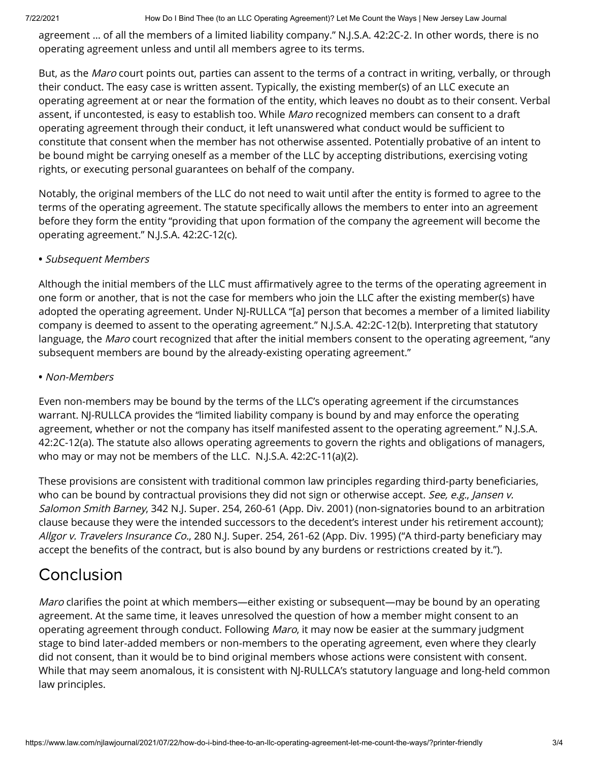agreement … of all the members of a limited liability company." N.J.S.A. 42:2C-2. In other words, there is no operating agreement unless and until all members agree to its terms.

But, as the *Maro* court points out, parties can assent to the terms of a contract in writing, verbally, or through their conduct. The easy case is written assent. Typically, the existing member(s) of an LLC execute an operating agreement at or near the formation of the entity, which leaves no doubt as to their consent. Verbal assent, if uncontested, is easy to establish too. While *Maro* recognized members can consent to a draft operating agreement through their conduct, it left unanswered what conduct would be sufficient to constitute that consent when the member has not otherwise assented. Potentially probative of an intent to be bound might be carrying oneself as a member of the LLC by accepting distributions, exercising voting rights, or executing personal guarantees on behalf of the company.

Notably, the original members of the LLC do not need to wait until after the entity is formed to agree to the terms of the operating agreement. The statute specifically allows the members to enter into an agreement before they form the entity "providing that upon formation of the company the agreement will become the operating agreement." N.J.S.A. 42:2C-12(c).

**•** *Subsequent Members*

Although the initial members of the LLC must affirmatively agree to the terms of the operating agreement in one form or another, that is not the case for members who join the LLC after the existing member(s) have adopted the operating agreement. Under NJ-RULLCA "[a] person that becomes a member of a limited liability company is deemed to assent to the operating agreement." N.J.S.A. 42:2C-12(b). Interpreting that statutory language, the *Maro* court recognized that after the initial members consent to the operating agreement, "any subsequent members are bound by the already-existing operating agreement."

**•** *Non-Members*

Even non-members may be bound by the terms of the LLC's operating agreement if the circumstances warrant. NJ-RULLCA provides the "limited liability company is bound by and may enforce the operating agreement, whether or not the company has itself manifested assent to the operating agreement." N.J.S.A. 42:2C-12(a). The statute also allows operating agreements to govern the rights and obligations of managers, who may or may not be members of the LLC. N.J.S.A. 42:2C-11(a)(2).

These provisions are consistent with traditional common law principles regarding third-party beneficiaries, who can be bound by contractual provisions they did not sign or otherwise accept. *See, e.g.*, *Jansen v. Salomon Smith Barney*, 342 N.J. Super. 254, 260-61 (App. Div. 2001) (non-signatories bound to an arbitration clause because they were the intended successors to the decedent's interest under his retirement account); *Allgor v. Travelers Insurance Co.*, 280 N.J. Super. 254, 261-62 (App. Div. 1995) ("A third-party beneficiary may accept the benefits of the contract, but is also bound by any burdens or restrictions created by it.").

## Conclusion

*Maro* clarifies the point at which members—either existing or subsequent—may be bound by an operating agreement. At the same time, it leaves unresolved the question of how a member might consent to an operating agreement through conduct. Following *Maro*, it may now be easier at the summary judgment stage to bind later-added members or non-members to the operating agreement, even where they clearly did not consent, than it would be to bind original members whose actions were consistent with consent. While that may seem anomalous, it is consistent with NJ-RULLCA's statutory language and long-held common law principles.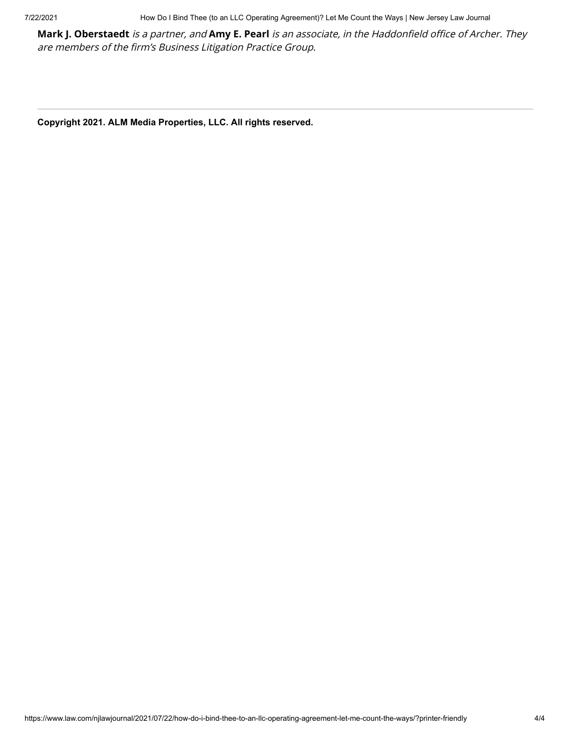**Mark J. Oberstaedt** *is a partner, and* **Amy E. Pearl** *is an associate, in the Haddonfield office of Archer. They are members of the firm's Business Litigation Practice Group.*

---

**Copyright 2021. ALM Media Properties, LLC. All rights reserved.**